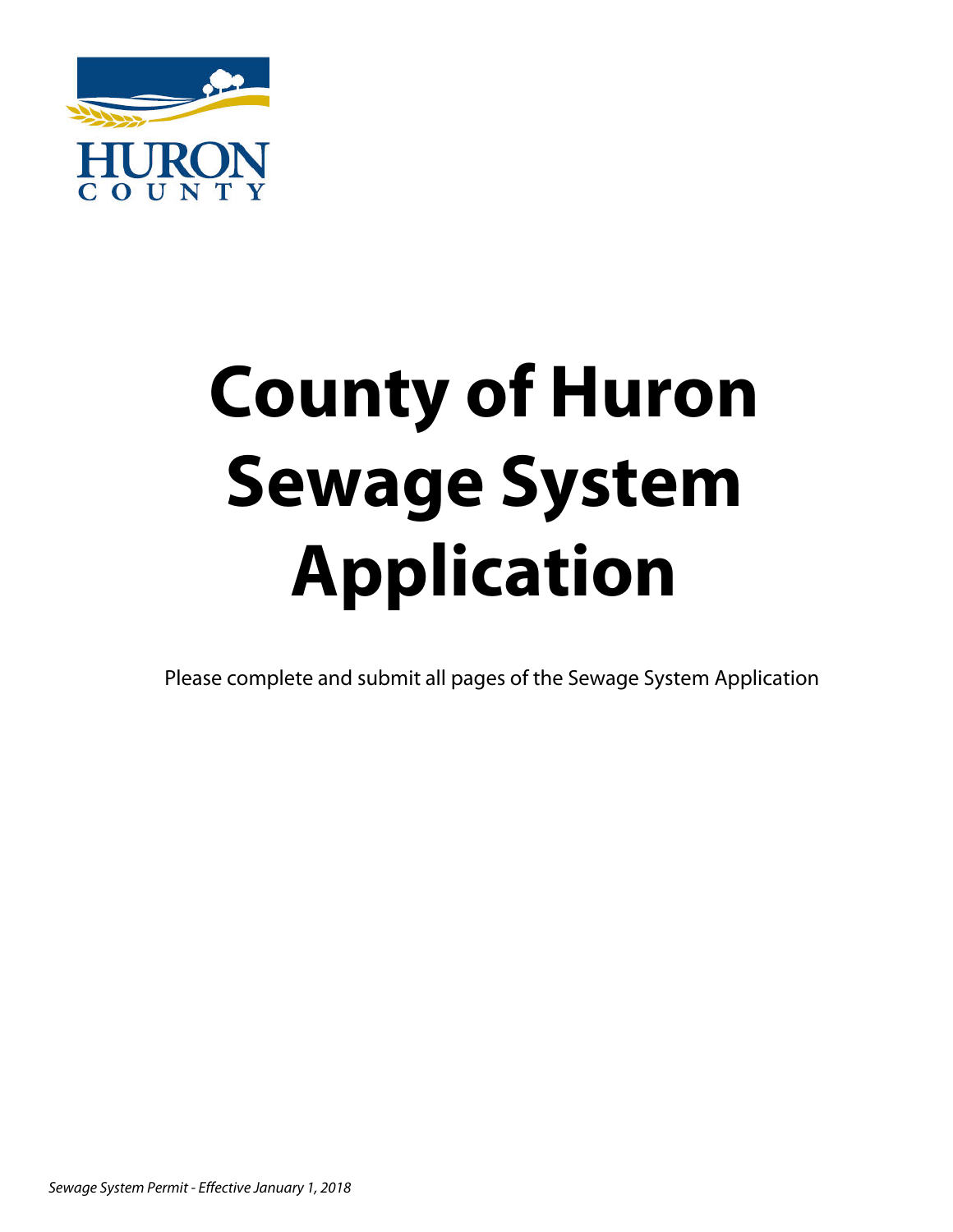# County of Huron Sewage System Application

Please complete and submit all pages of the Sewage System Application

*Sewage System Permit - Effective January 1, 2018*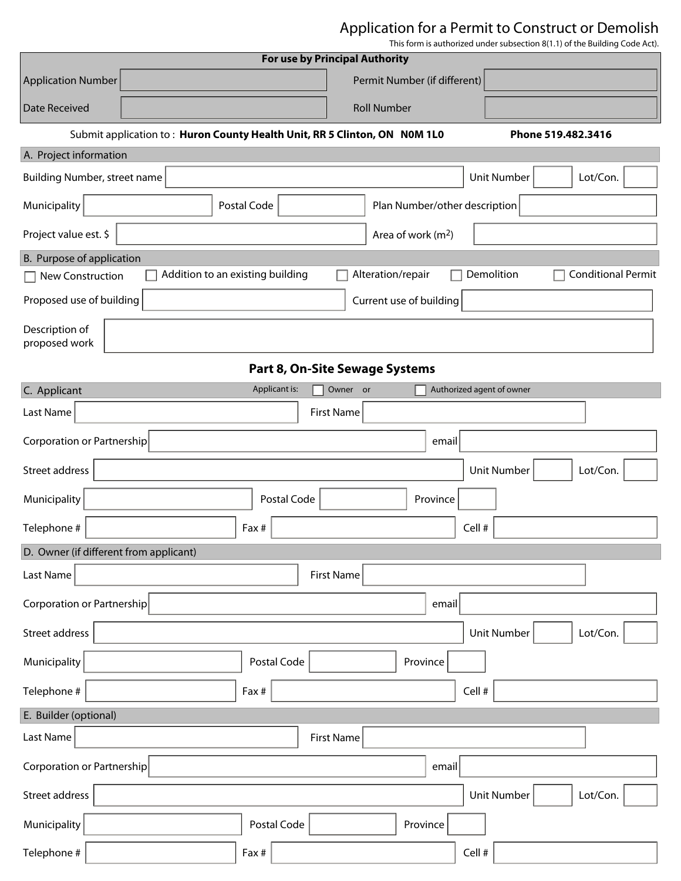# Application for a Permit to Construct or Demolish

This form is authorized under subsection 8(1.1) of the Building Code Act).

| For use by Principal Authority | | | |
|---|---|---|---|
| Application Number | | Permit Number (if different) | |
| Date Received | | Roll Number | |

Submit application to : **Huron County Health Unit, RR 5 Clinton, ON N0M 1L0** **Phone 519.482.3416**

## A. Project information

| | | | | | |
|---|---|---|---|---|---|
| Building Number, street name | | Unit Number | | Lot/Con. | |
| Municipality | | Postal Code | | Plan Number/other description | |
| Project value est. $ | | Area of work ($m^2$) | | | |

## B. Purpose of application

☐ New Construction ☐ Addition to an existing building ☐ Alteration/repair ☐ Demolition ☐ Conditional Permit

| | | | |
|---|---|---|---|
| Proposed use of building | | Current use of building | |
| Description of proposed work | | | |

## Part 8, On-Site Sewage Systems

## C. Applicant

Applicant is: ☐ Owner or ☐ Authorized agent of owner

| | | | | | |
|---|---|---|---|---|---|
| Last Name | | First Name | | | |
| Corporation or Partnership | | email | | | |
| Street address | | Unit Number | | Lot/Con. | |
| Municipality | | Postal Code | | Province | |
| Telephone # | | Fax # | | Cell # | |

## D. Owner (if different from applicant)

| | | | | | |
|---|---|---|---|---|---|
| Last Name | | First Name | | | |
| Corporation or Partnership | | email | | | |
| Street address | | Unit Number | | Lot/Con. | |
| Municipality | | Postal Code | | Province | |
| Telephone # | | Fax # | | Cell # | |

## E. Builder (optional)

| | | | | | |
|---|---|---|---|---|---|
| Last Name | | First Name | | | |
| Corporation or Partnership | | email | | | |
| Street address | | Unit Number | | Lot/Con. | |
| Municipality | | Postal Code | | Province | |
| Telephone # | | Fax # | | Cell # | |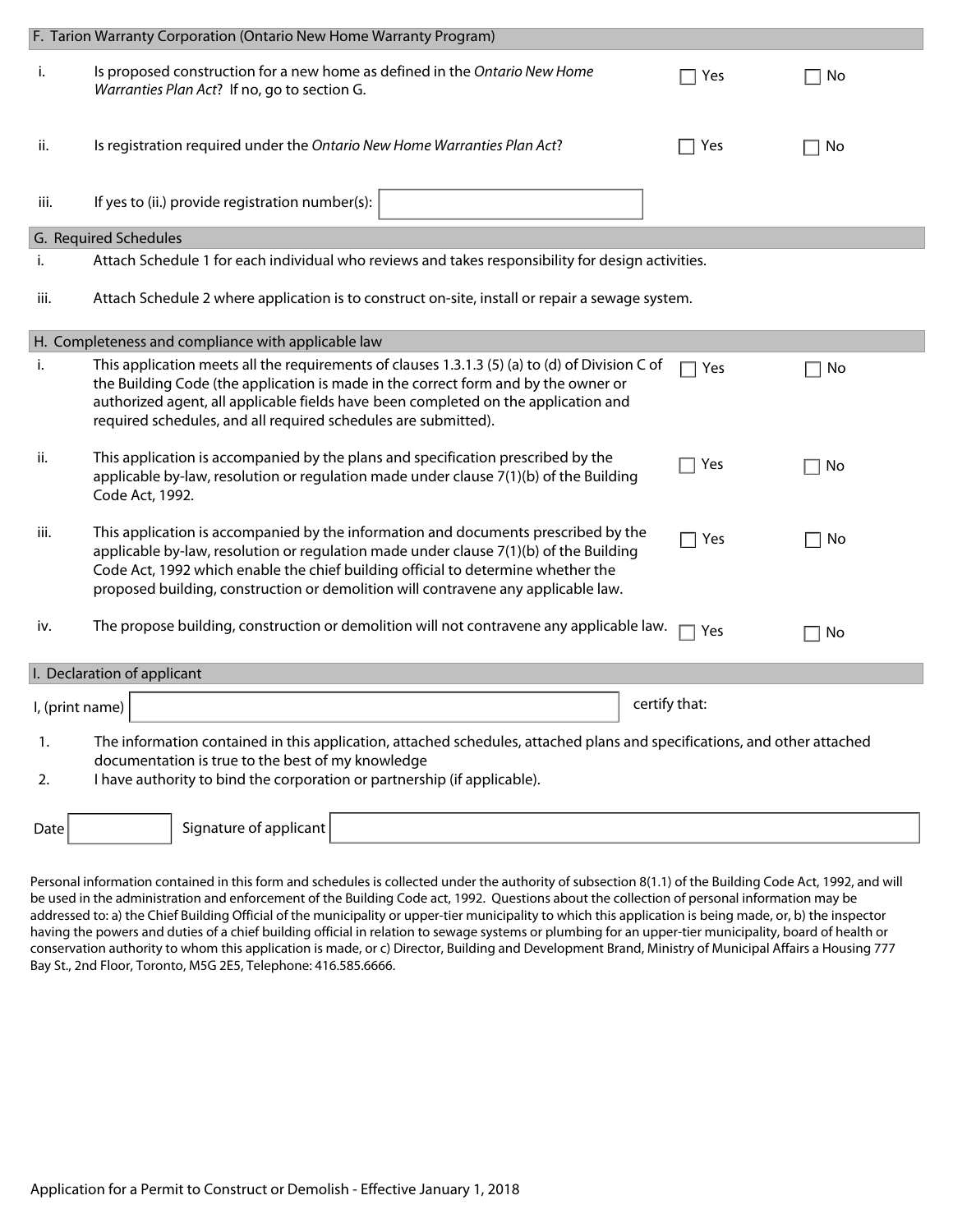## F. Tarion Warranty Corporation (Ontario New Home Warranty Program)

| | | | |
|---|---|---|---|
| i. | Is proposed construction for a new home as defined in the *Ontario New Home Warranties Plan Act*? If no, go to section G. | ☐ Yes | ☐ No |
| ii. | Is registration required under the *Ontario New Home Warranties Plan Act*? | ☐ Yes | ☐ No |
| iii. | If yes to (ii.) provide registration number(s): | | |

## G. Required Schedules

i. Attach Schedule 1 for each individual who reviews and takes responsibility for design activities.

iii. Attach Schedule 2 where application is to construct on-site, install or repair a sewage system.

## H. Completeness and compliance with applicable law

| | | | |
|---|---|---|---|
| i. | This application meets all the requirements of clauses 1.3.1.3 (5) (a) to (d) of Division C of the Building Code (the application is made in the correct form and by the owner or authorized agent, all applicable fields have been completed on the application and required schedules, and all required schedules are submitted). | ☐ Yes | ☐ No |
| ii. | This application is accompanied by the plans and specification prescribed by the applicable by-law, resolution or regulation made under clause 7(1)(b) of the Building Code Act, 1992. | ☐ Yes | ☐ No |
| iii. | This application is accompanied by the information and documents prescribed by the applicable by-law, resolution or regulation made under clause 7(1)(b) of the Building Code Act, 1992 which enable the chief building official to determine whether the proposed building, construction or demolition will contravene any applicable law. | ☐ Yes | ☐ No |
| iv. | The propose building, construction or demolition will not contravene any applicable law. | ☐ Yes | ☐ No |

## I. Declaration of applicant

I, (print name) ______________________ certify that:

1. The information contained in this application, attached schedules, attached plans and specifications, and other attached documentation is true to the best of my knowledge
2. I have authority to bind the corporation or partnership (if applicable).

Date __________ Signature of applicant ______________________

Personal information contained in this form and schedules is collected under the authority of subsection 8(1.1) of the Building Code Act, 1992, and will be used in the administration and enforcement of the Building Code act, 1992. Questions about the collection of personal information may be addressed to: a) the Chief Building Official of the municipality or upper-tier municipality to which this application is being made, or, b) the inspector having the powers and duties of a chief building official in relation to sewage systems or plumbing for an upper-tier municipality, board of health or conservation authority to whom this application is made, or c) Director, Building and Development Brand, Ministry of Municipal Affairs a Housing 777 Bay St., 2nd Floor, Toronto, M5G 2E5, Telephone: 416.585.6666.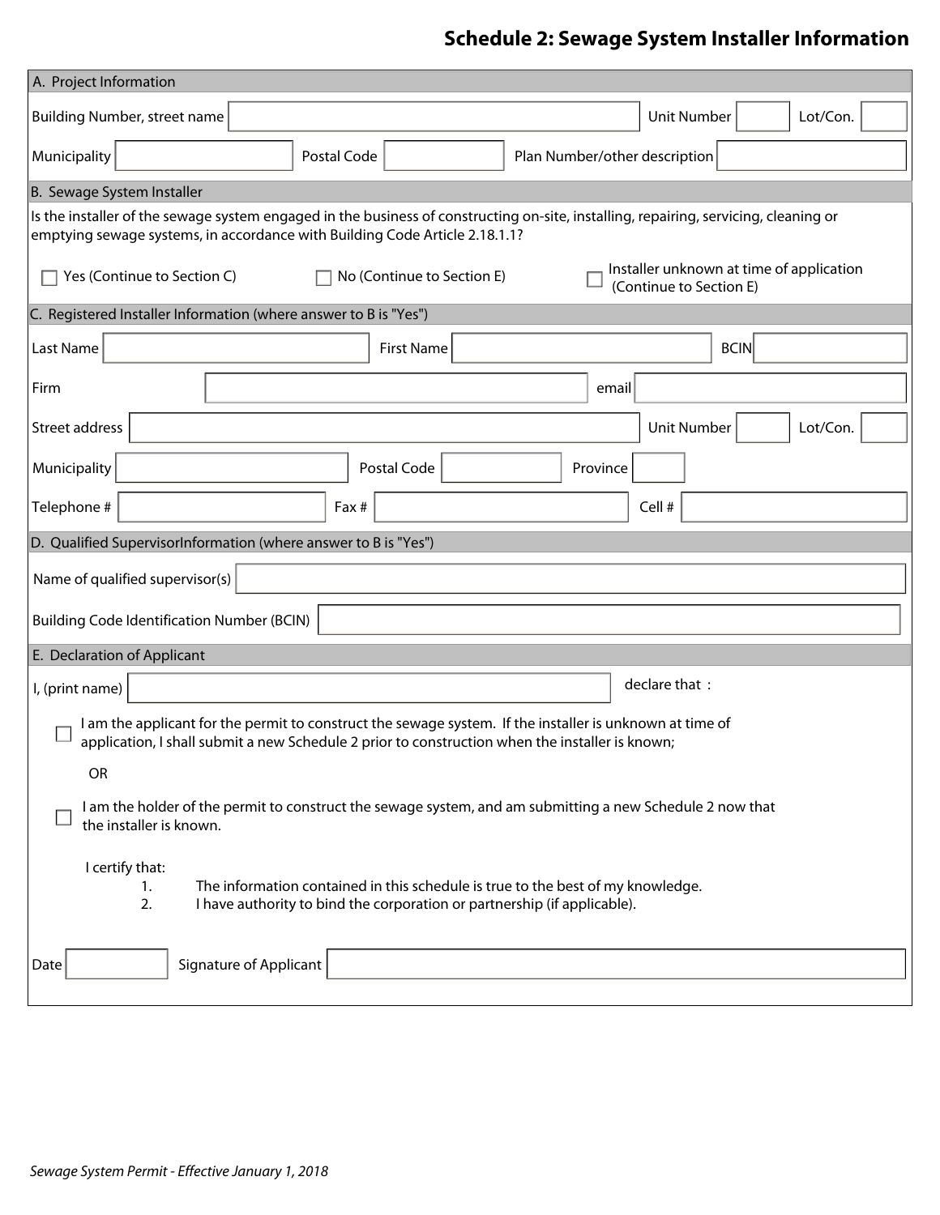# Schedule 2: Sewage System Installer Information

## A. Project Information

| Building Number, street name | | Unit Number | | Lot/Con. | |
|---|---|---|---|---|---|
| Municipality | | Postal Code | | Plan Number/other description | |

## B. Sewage System Installer

Is the installer of the sewage system engaged in the business of constructing on-site, installing, repairing, servicing, cleaning or emptying sewage systems, in accordance with Building Code Article 2.18.1.1?

☐ Yes (Continue to Section C) ☐ No (Continue to Section E) ☐ Installer unknown at time of application (Continue to Section E)

## C. Registered Installer Information (where answer to B is "Yes")

| Last Name | | First Name | | BCIN | |
|---|---|---|---|---|---|
| Firm | | email | | | |
| Street address | | Unit Number | | Lot/Con. | |
| Municipality | | Postal Code | | Province | |
| Telephone # | | Fax # | | Cell # | |

## D. Qualified SupervisorInformation (where answer to B is "Yes")

| Name of qualified supervisor(s) | |
|---|---|
| Building Code Identification Number (BCIN) | |

## E. Declaration of Applicant

I, (print name) ____________________ declare that :

☐ I am the applicant for the permit to construct the sewage system. If the installer is unknown at time of application, I shall submit a new Schedule 2 prior to construction when the installer is known;

OR

☐ I am the holder of the permit to construct the sewage system, and am submitting a new Schedule 2 now that the installer is known.

I certify that:

1. The information contained in this schedule is true to the best of my knowledge.
2. I have authority to bind the corporation or partnership (if applicable).

| Date | | Signature of Applicant | |
|---|---|---|---|

*Sewage System Permit - Effective January 1, 2018*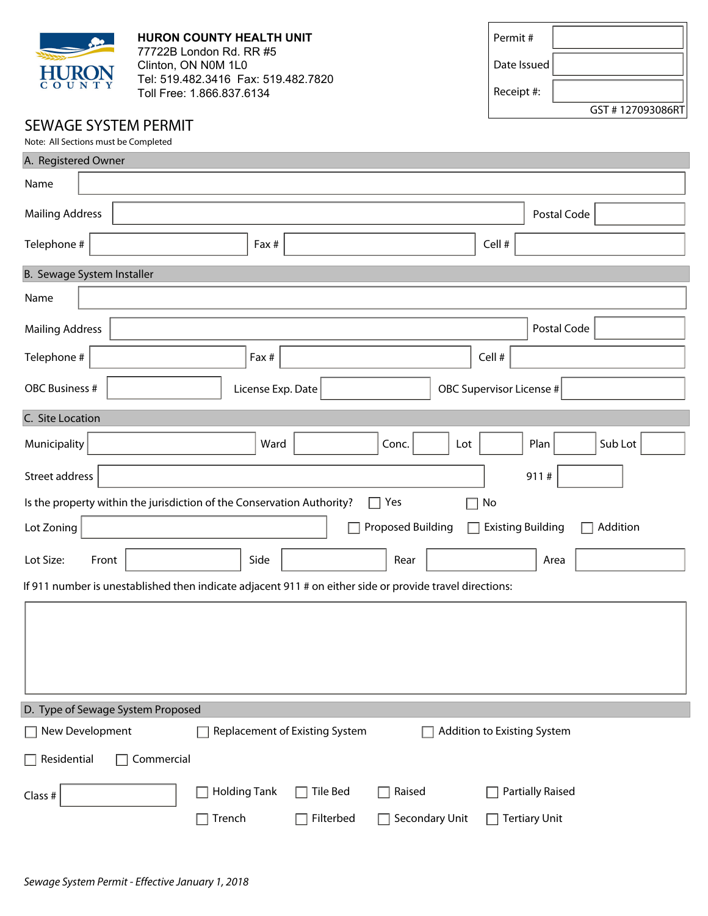**HURON COUNTY HEALTH UNIT**
77722B London Rd. RR #5
Clinton, ON N0M 1L0
Tel: 519.482.3416 Fax: 519.482.7820
Toll Free: 1.866.837.6134

| | |
|---|---|
| Permit # | |
| Date Issued | |
| Receipt #: | |

GST # 127093086RT

# SEWAGE SYSTEM PERMIT

Note: All Sections must be Completed

## A. Registered Owner

Name

Mailing Address ______ Postal Code ______

Telephone # ______ Fax # ______ Cell # ______

## B. Sewage System Installer

Name

Mailing Address ______ Postal Code ______

Telephone # ______ Fax # ______ Cell # ______

OBC Business # ______ License Exp. Date ______ OBC Supervisor License # ______

## C. Site Location

Municipality ______ Ward ______ Conc. ______ Lot ______ Plan ______ Sub Lot ______

Street address ______ 911 # ______

Is the property within the jurisdiction of the Conservation Authority? ☐ Yes ☐ No

Lot Zoning ______ ☐ Proposed Building ☐ Existing Building ☐ Addition

Lot Size: Front ______ Side ______ Rear ______ Area ______

If 911 number is unestablished then indicate adjacent 911 # on either side or provide travel directions:

## D. Type of Sewage System Proposed

☐ New Development ☐ Replacement of Existing System ☐ Addition to Existing System

☐ Residential ☐ Commercial

Class # ______

☐ Holding Tank ☐ Tile Bed ☐ Raised ☐ Partially Raised

☐ Trench ☐ Filterbed ☐ Secondary Unit ☐ Tertiary Unit

*Sewage System Permit - Effective January 1, 2018*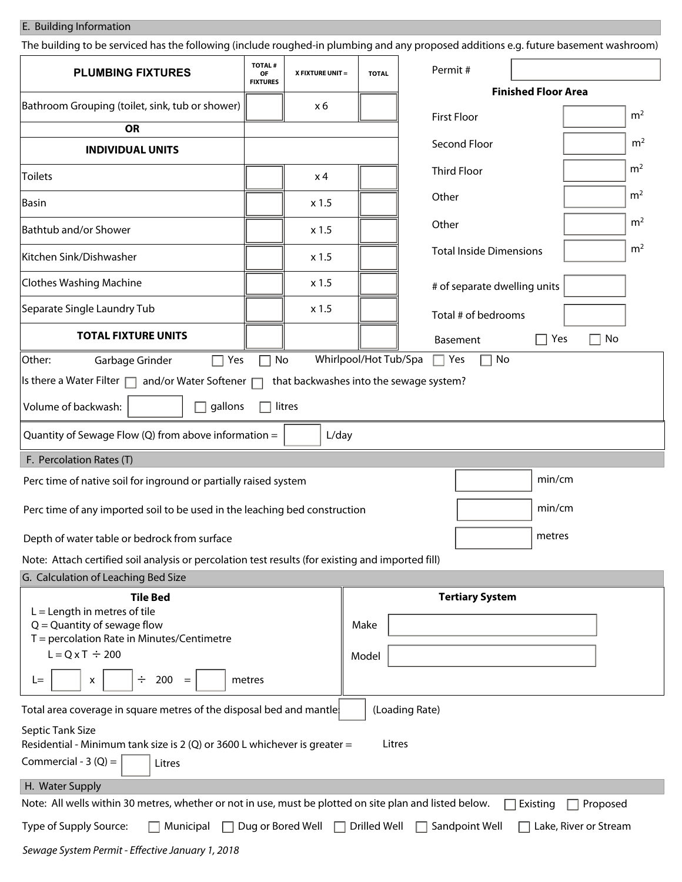## E. Building Information

The building to be serviced has the following (include roughed-in plumbing and any proposed additions e.g. future basement washroom)

| PLUMBING FIXTURES | TOTAL # OF FIXTURES | X FIXTURE UNIT = | TOTAL |
|---|---|---|---|
| Bathroom Grouping (toilet, sink, tub or shower) | | x 6 | |
| **OR** | | | |
| **INDIVIDUAL UNITS** | | | |
| Toilets | | x 4 | |
| Basin | | x 1.5 | |
| Bathtub and/or Shower | | x 1.5 | |
| Kitchen Sink/Dishwasher | | x 1.5 | |
| Clothes Washing Machine | | x 1.5 | |
| Separate Single Laundry Tub | | x 1.5 | |
| **TOTAL FIXTURE UNITS** | | | |

Permit # ____________

**Finished Floor Area**

| | | |
|---|---|---|
| First Floor | | $m^2$ |
| Second Floor | | $m^2$ |
| Third Floor | | $m^2$ |
| Other | | $m^2$ |
| Other | | $m^2$ |
| Total Inside Dimensions | | $m^2$ |

# of separate dwelling units ____________

Total # of bedrooms ____________

Basement ☐ Yes ☐ No

Other: Garbage Grinder ☐ Yes ☐ No Whirlpool/Hot Tub/Spa ☐ Yes ☐ No

Is there a Water Filter ☐ and/or Water Softener ☐ that backwashes into the sewage system?

Volume of backwash: ____________ ☐ gallons ☐ litres

Quantity of Sewage Flow (Q) from above information = ____________ L/day

## F. Percolation Rates (T)

Perc time of native soil for inground or partially raised system ____________ min/cm

Perc time of any imported soil to be used in the leaching bed construction ____________ min/cm

Depth of water table or bedrock from surface ____________ metres

Note: Attach certified soil analysis or percolation test results (for existing and imported fill)

## G. Calculation of Leaching Bed Size

**Tile Bed**

L = Length in metres of tile
Q = Quantity of sewage flow
T = percolation Rate in Minutes/Centimetre

$L = Q \times T \div 200$

L= ______ x ______ ÷ 200 = ______ metres

**Tertiary System**

Make ____________

Model ____________

Total area coverage in square metres of the disposal bed and mantle: ______ (Loading Rate)

Septic Tank Size

Residential - Minimum tank size is 2 (Q) or 3600 L whichever is greater = ______ Litres

Commercial - 3 (Q) = ______ Litres

## H. Water Supply

Note: All wells within 30 metres, whether or not in use, must be plotted on site plan and listed below. ☐ Existing ☐ Proposed

Type of Supply Source: ☐ Municipal ☐ Dug or Bored Well ☐ Drilled Well ☐ Sandpoint Well ☐ Lake, River or Stream

*Sewage System Permit - Effective January 1, 2018*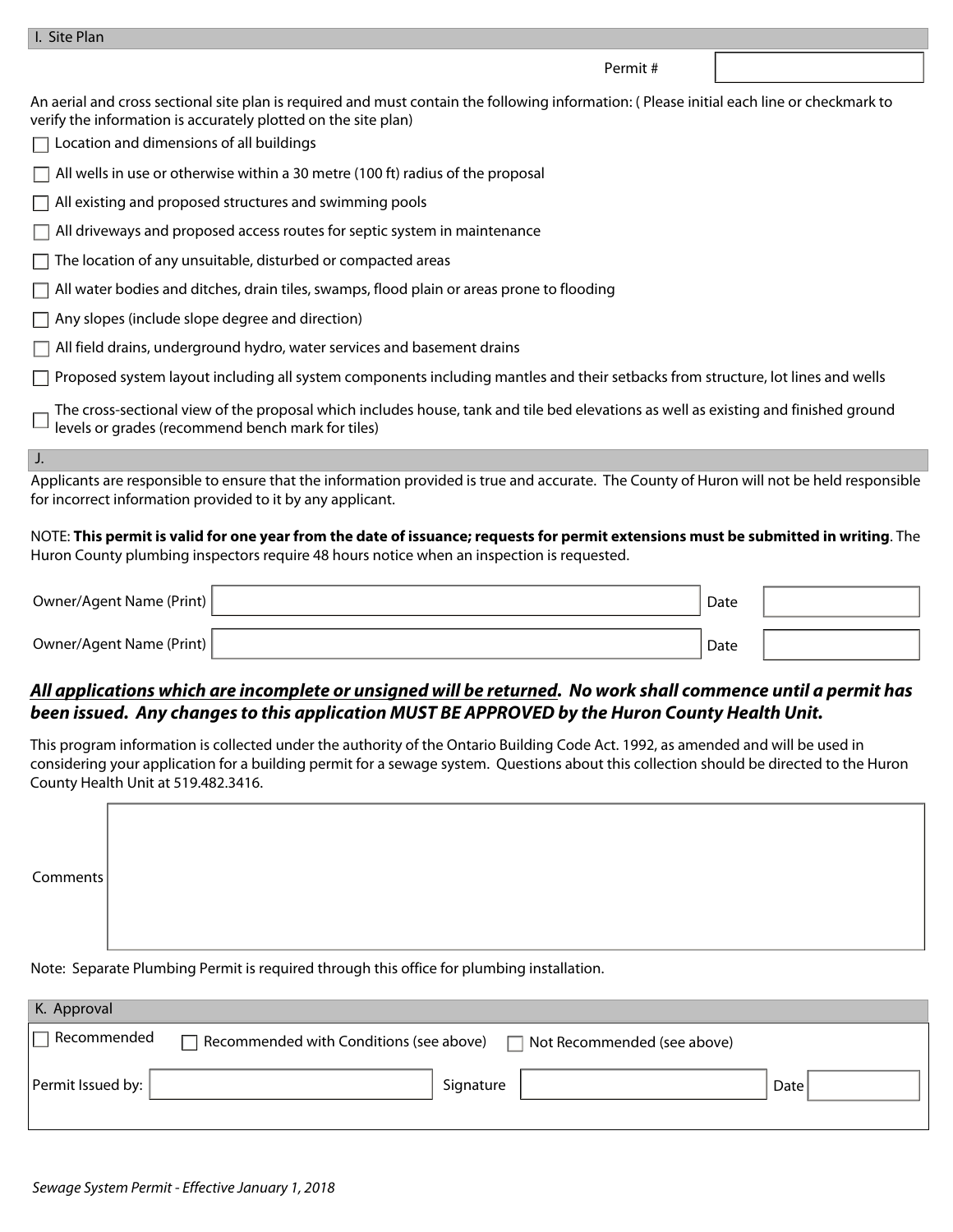## I. Site Plan

Permit #

An aerial and cross sectional site plan is required and must contain the following information: ( Please initial each line or checkmark to verify the information is accurately plotted on the site plan)

- ☐ Location and dimensions of all buildings
- ☐ All wells in use or otherwise within a 30 metre (100 ft) radius of the proposal
- ☐ All existing and proposed structures and swimming pools
- ☐ All driveways and proposed access routes for septic system in maintenance
- ☐ The location of any unsuitable, disturbed or compacted areas
- ☐ All water bodies and ditches, drain tiles, swamps, flood plain or areas prone to flooding
- ☐ Any slopes (include slope degree and direction)
- ☐ All field drains, underground hydro, water services and basement drains
- ☐ Proposed system layout including all system components including mantles and their setbacks from structure, lot lines and wells
- ☐ The cross-sectional view of the proposal which includes house, tank and tile bed elevations as well as existing and finished ground levels or grades (recommend bench mark for tiles)

## J.

Applicants are responsible to ensure that the information provided is true and accurate. The County of Huron will not be held responsible for incorrect information provided to it by any applicant.

NOTE: **This permit is valid for one year from the date of issuance; requests for permit extensions must be submitted in writing**. The Huron County plumbing inspectors require 48 hours notice when an inspection is requested.

| Owner/Agent Name (Print) | | Date | |
|---|---|---|---|
| Owner/Agent Name (Print) | | Date | |

***<u>All applications which are incomplete or unsigned will be returned</u>. No work shall commence until a permit has been issued. Any changes to this application MUST BE APPROVED by the Huron County Health Unit.***

This program information is collected under the authority of the Ontario Building Code Act. 1992, as amended and will be used in considering your application for a building permit for a sewage system. Questions about this collection should be directed to the Huron County Health Unit at 519.482.3416.

Comments

Note: Separate Plumbing Permit is required through this office for plumbing installation.

## K. Approval

☐ Recommended ☐ Recommended with Conditions (see above) ☐ Not Recommended (see above)

| Permit Issued by: | | Signature | | Date | |
|---|---|---|---|---|---|

*Sewage System Permit - Effective January 1, 2018*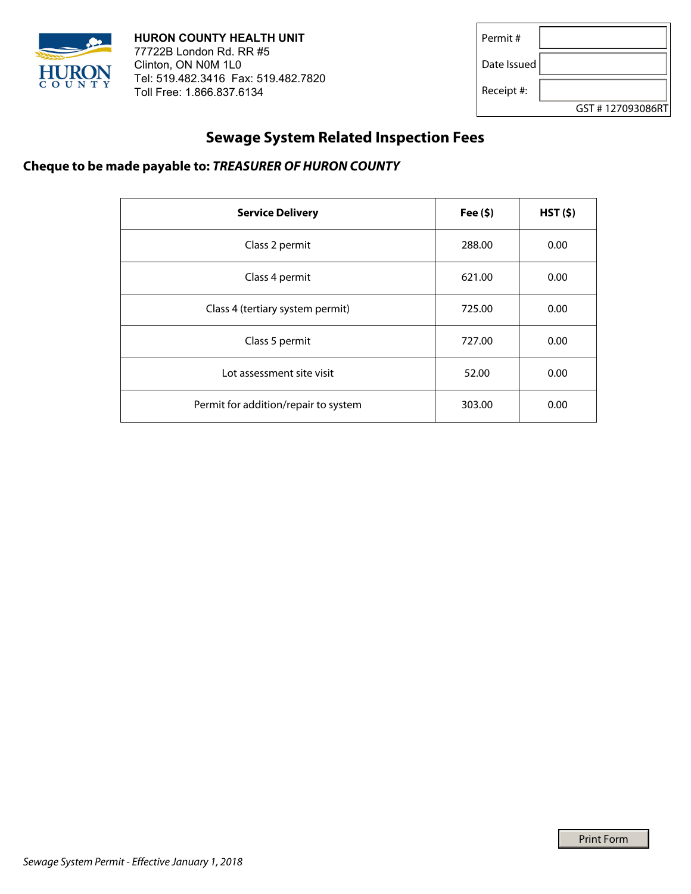**HURON COUNTY HEALTH UNIT**
77722B London Rd. RR #5
Clinton, ON N0M 1L0
Tel: 519.482.3416 Fax: 519.482.7820
Toll Free: 1.866.837.6134

| | |
|---|---|
| Permit # | |
| Date Issued | |
| Receipt #: | |

GST # 127093086RT

# Sewage System Related Inspection Fees

**Cheque to be made payable to: *TREASURER OF HURON COUNTY***

| Service Delivery | Fee ($) | HST ($) |
|---|---|---|
| Class 2 permit | 288.00 | 0.00 |
| Class 4 permit | 621.00 | 0.00 |
| Class 4 (tertiary system permit) | 725.00 | 0.00 |
| Class 5 permit | 727.00 | 0.00 |
| Lot assessment site visit | 52.00 | 0.00 |
| Permit for addition/repair to system | 303.00 | 0.00 |

Print Form

*Sewage System Permit - Effective January 1, 2018*